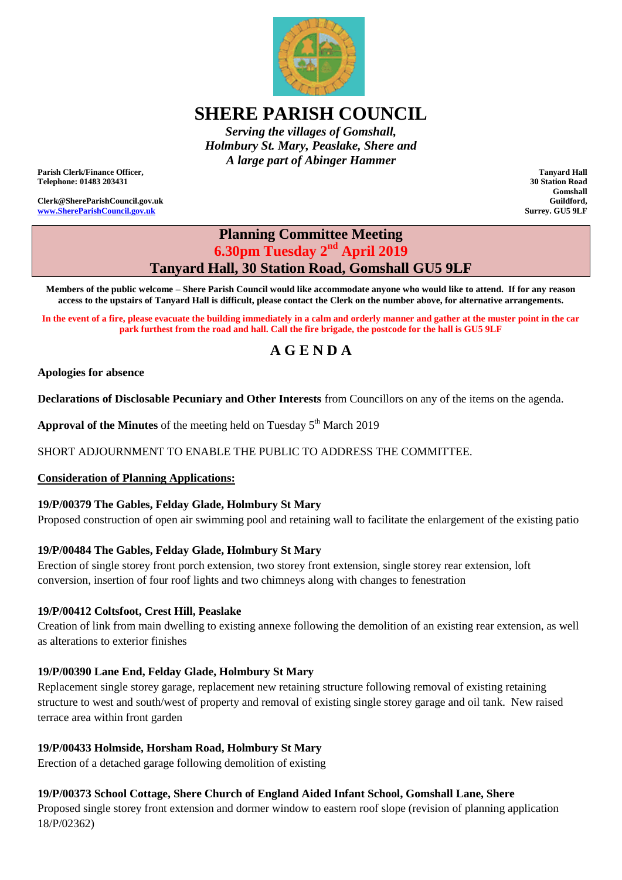# SHERE PARISH COUNCIL

*Serving the villages of Gomshall,*
*Holmbury St. Mary, Peaslake, Shere and*
*A large part of Abinger Hammer*

**Parish Clerk/Finance Officer,**
**Telephone: 01483 203431**

**Clerk@ShereParishCouncil.gov.uk**
**www.ShereParishCouncil.gov.uk**

**Tanyard Hall**
**30 Station Road**
**Gomshall**
**Guildford,**
**Surrey. GU5 9LF**

## Planning Committee Meeting
## 6.30pm Tuesday 2nd April 2019
## Tanyard Hall, 30 Station Road, Gomshall GU5 9LF

**Members of the public welcome – Shere Parish Council would like accommodate anyone who would like to attend. If for any reason access to the upstairs of Tanyard Hall is difficult, please contact the Clerk on the number above, for alternative arrangements.**

**In the event of a fire, please evacuate the building immediately in a calm and orderly manner and gather at the muster point in the car park furthest from the road and hall. Call the fire brigade, the postcode for the hall is GU5 9LF**

## A G E N D A

**Apologies for absence**

**Declarations of Disclosable Pecuniary and Other Interests** from Councillors on any of the items on the agenda.

**Approval of the Minutes** of the meeting held on Tuesday 5th March 2019

SHORT ADJOURNMENT TO ENABLE THE PUBLIC TO ADDRESS THE COMMITTEE.

**Consideration of Planning Applications:**

**19/P/00379 The Gables, Felday Glade, Holmbury St Mary**
Proposed construction of open air swimming pool and retaining wall to facilitate the enlargement of the existing patio

**19/P/00484 The Gables, Felday Glade, Holmbury St Mary**
Erection of single storey front porch extension, two storey front extension, single storey rear extension, loft conversion, insertion of four roof lights and two chimneys along with changes to fenestration

**19/P/00412 Coltsfoot, Crest Hill, Peaslake**
Creation of link from main dwelling to existing annexe following the demolition of an existing rear extension, as well as alterations to exterior finishes

**19/P/00390 Lane End, Felday Glade, Holmbury St Mary**
Replacement single storey garage, replacement new retaining structure following removal of existing retaining structure to west and south/west of property and removal of existing single storey garage and oil tank. New raised terrace area within front garden

**19/P/00433 Holmside, Horsham Road, Holmbury St Mary**
Erection of a detached garage following demolition of existing

**19/P/00373 School Cottage, Shere Church of England Aided Infant School, Gomshall Lane, Shere**
Proposed single storey front extension and dormer window to eastern roof slope (revision of planning application 18/P/02362)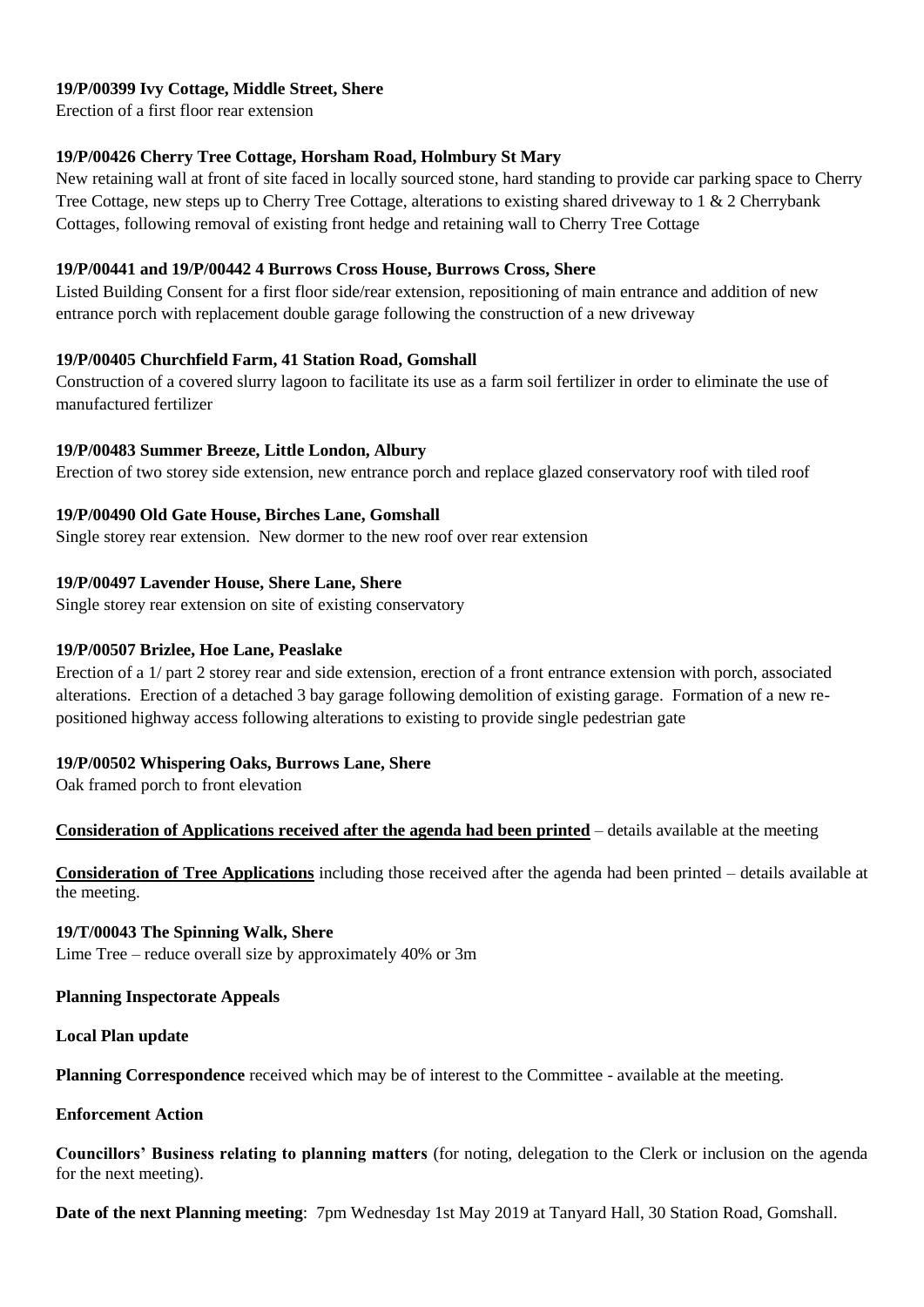**19/P/00399 Ivy Cottage, Middle Street, Shere**
Erection of a first floor rear extension

**19/P/00426 Cherry Tree Cottage, Horsham Road, Holmbury St Mary**
New retaining wall at front of site faced in locally sourced stone, hard standing to provide car parking space to Cherry Tree Cottage, new steps up to Cherry Tree Cottage, alterations to existing shared driveway to 1 & 2 Cherrybank Cottages, following removal of existing front hedge and retaining wall to Cherry Tree Cottage

**19/P/00441 and 19/P/00442 4 Burrows Cross House, Burrows Cross, Shere**
Listed Building Consent for a first floor side/rear extension, repositioning of main entrance and addition of new entrance porch with replacement double garage following the construction of a new driveway

**19/P/00405 Churchfield Farm, 41 Station Road, Gomshall**
Construction of a covered slurry lagoon to facilitate its use as a farm soil fertilizer in order to eliminate the use of manufactured fertilizer

**19/P/00483 Summer Breeze, Little London, Albury**
Erection of two storey side extension, new entrance porch and replace glazed conservatory roof with tiled roof

**19/P/00490 Old Gate House, Birches Lane, Gomshall**
Single storey rear extension. New dormer to the new roof over rear extension

**19/P/00497 Lavender House, Shere Lane, Shere**
Single storey rear extension on site of existing conservatory

**19/P/00507 Brizlee, Hoe Lane, Peaslake**
Erection of a 1/ part 2 storey rear and side extension, erection of a front entrance extension with porch, associated alterations. Erection of a detached 3 bay garage following demolition of existing garage. Formation of a new re-positioned highway access following alterations to existing to provide single pedestrian gate

**19/P/00502 Whispering Oaks, Burrows Lane, Shere**
Oak framed porch to front elevation

**Consideration of Applications received after the agenda had been printed** – details available at the meeting

**Consideration of Tree Applications** including those received after the agenda had been printed – details available at the meeting.

**19/T/00043 The Spinning Walk, Shere**
Lime Tree – reduce overall size by approximately 40% or 3m

**Planning Inspectorate Appeals**

**Local Plan update**

**Planning Correspondence** received which may be of interest to the Committee - available at the meeting.

**Enforcement Action**

**Councillors' Business relating to planning matters** (for noting, delegation to the Clerk or inclusion on the agenda for the next meeting).

**Date of the next Planning meeting**: 7pm Wednesday 1st May 2019 at Tanyard Hall, 30 Station Road, Gomshall.